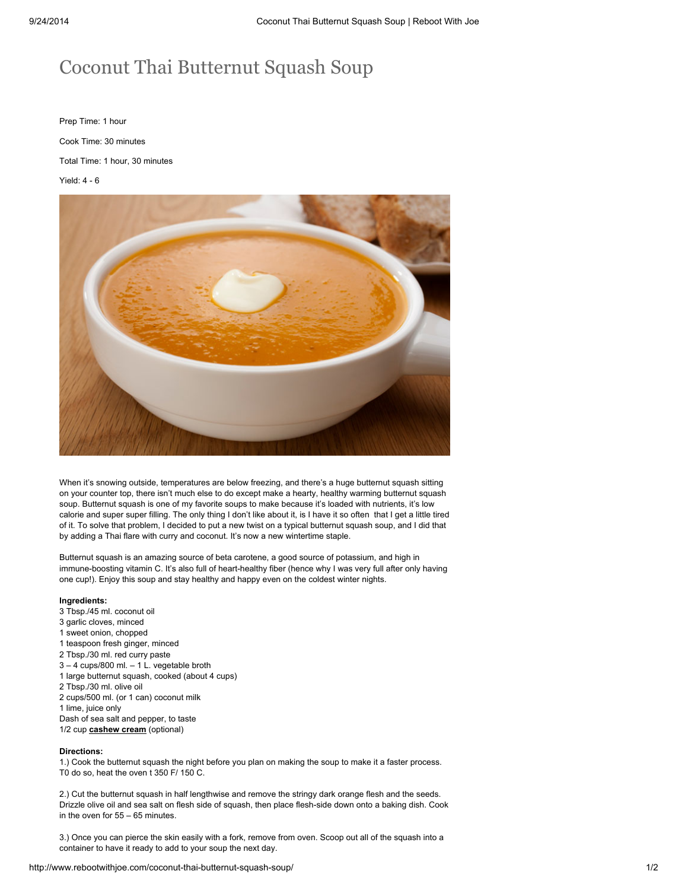# Coconut Thai Butternut Squash Soup

Prep Time: 1 hour

Cook Time: 30 minutes

Total Time: 1 hour, 30 minutes

Yield: 4 - 6

When it's snowing outside, temperatures are below freezing, and there's a huge butternut squash sitting on your counter top, there isn't much else to do except make a hearty, healthy warming butternut squash soup. Butternut squash is one of my favorite soups to make because it's loaded with nutrients, it's low calorie and super super filling. The only thing I don't like about it, is I have it so often that I get a little tired of it. To solve that problem, I decided to put a new twist on a typical butternut squash soup, and I did that by adding a Thai flare with curry and coconut. It's now a new wintertime staple.

Butternut squash is an amazing source of beta carotene, a good source of potassium, and high in immune-boosting vitamin C. It's also full of heart-healthy fiber (hence why I was very full after only having one cup!). Enjoy this soup and stay healthy and happy even on the coldest winter nights.

**Ingredients:**

3 Tbsp./45 ml. coconut oil
3 garlic cloves, minced
1 sweet onion, chopped
1 teaspoon fresh ginger, minced
2 Tbsp./30 ml. red curry paste
3 – 4 cups/800 ml. – 1 L. vegetable broth
1 large butternut squash, cooked (about 4 cups)
2 Tbsp./30 ml. olive oil
2 cups/500 ml. (or 1 can) coconut milk
1 lime, juice only
Dash of sea salt and pepper, to taste
1/2 cup **cashew cream** (optional)

**Directions:**

1.) Cook the butternut squash the night before you plan on making the soup to make it a faster process. T0 do so, heat the oven t 350 F/ 150 C.

2.) Cut the butternut squash in half lengthwise and remove the stringy dark orange flesh and the seeds. Drizzle olive oil and sea salt on flesh side of squash, then place flesh-side down onto a baking dish. Cook in the oven for 55 – 65 minutes.

3.) Once you can pierce the skin easily with a fork, remove from oven. Scoop out all of the squash into a container to have it ready to add to your soup the next day.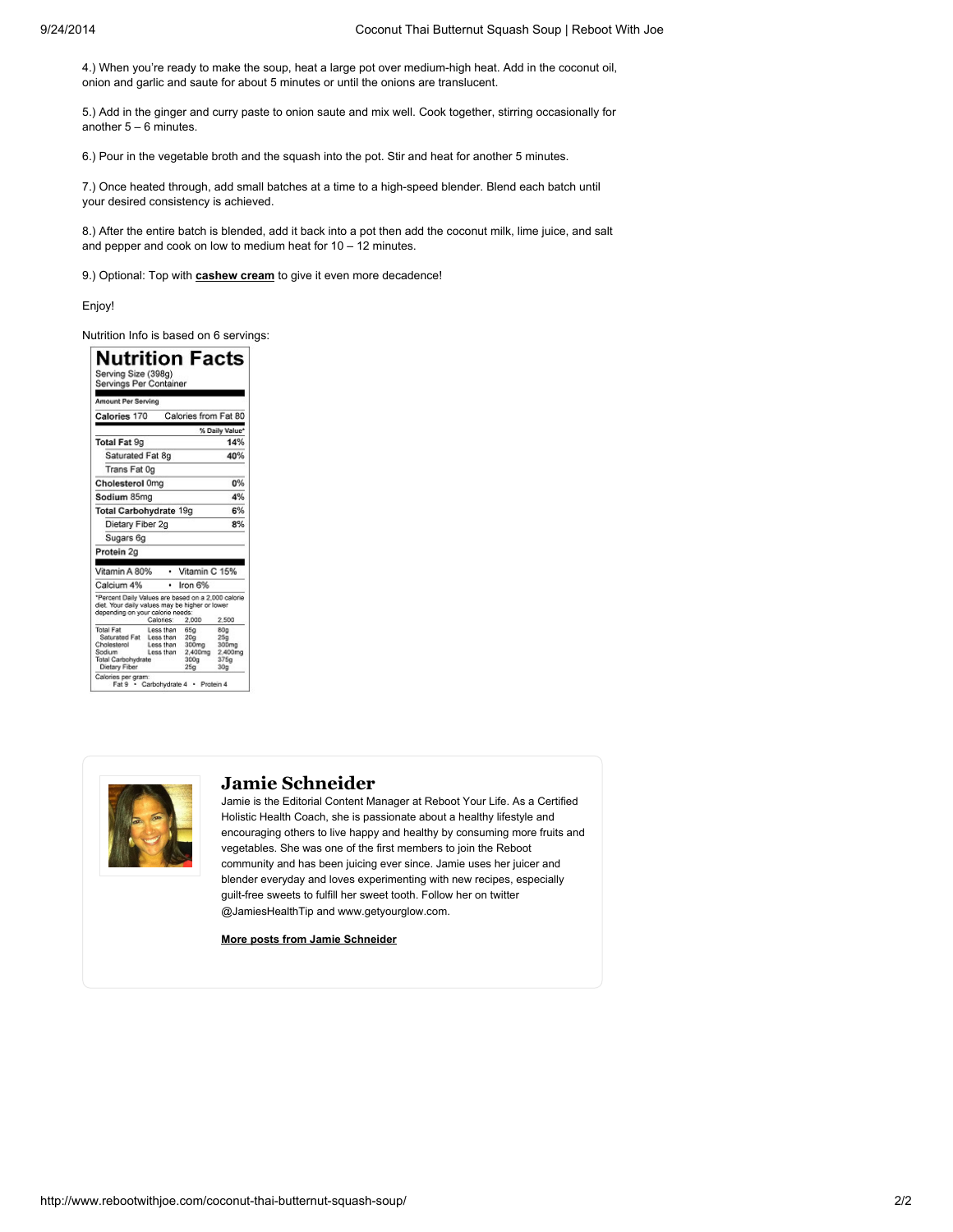4.) When you're ready to make the soup, heat a large pot over medium-high heat. Add in the coconut oil, onion and garlic and saute for about 5 minutes or until the onions are translucent.

5.) Add in the ginger and curry paste to onion saute and mix well. Cook together, stirring occasionally for another 5 – 6 minutes.

6.) Pour in the vegetable broth and the squash into the pot. Stir and heat for another 5 minutes.

7.) Once heated through, add small batches at a time to a high-speed blender. Blend each batch until your desired consistency is achieved.

8.) After the entire batch is blended, add it back into a pot then add the coconut milk, lime juice, and salt and pepper and cook on low to medium heat for 10 – 12 minutes.

9.) Optional: Top with **cashew cream** to give it even more decadence!

Enjoy!

Nutrition Info is based on 6 servings:

## Nutrition Facts

Serving Size (398g)
Servings Per Container

| Amount Per Serving | |
|---|---|
| **Calories** 170 | Calories from Fat 80 |
| | **% Daily Value*** |
| **Total Fat** 9g | **14%** |
| Saturated Fat 8g | **40%** |
| Trans Fat 0g | |
| **Cholesterol** 0mg | **0%** |
| **Sodium** 85mg | **4%** |
| **Total Carbohydrate** 19g | **6%** |
| Dietary Fiber 2g | **8%** |
| Sugars 6g | |
| **Protein** 2g | |
| Vitamin A 80% • Vitamin C 15% | |
| Calcium 4% • Iron 6% | |

*Percent Daily Values are based on a 2,000 calorie diet. Your daily values may be higher or lower depending on your calorie needs:

| | | 2,000 | 2,500 |
|---|---|---|---|
| | Calories: | 2,000 | 2,500 |
| Total Fat | Less than | 65g | 80g |
| Saturated Fat | Less than | 20g | 25g |
| Cholesterol | Less than | 300mg | 300mg |
| Sodium | Less than | 2,400mg | 2,400mg |
| Total Carbohydrate | | 300g | 375g |
| Dietary Fiber | | 25g | 30g |

Calories per gram:
Fat 9 • Carbohydrate 4 • Protein 4

## Jamie Schneider

Jamie is the Editorial Content Manager at Reboot Your Life. As a Certified Holistic Health Coach, she is passionate about a healthy lifestyle and encouraging others to live happy and healthy by consuming more fruits and vegetables. She was one of the first members to join the Reboot community and has been juicing ever since. Jamie uses her juicer and blender everyday and loves experimenting with new recipes, especially guilt-free sweets to fulfill her sweet tooth. Follow her on twitter @JamiesHealthTip and www.getyourglow.com.

**More posts from Jamie Schneider**